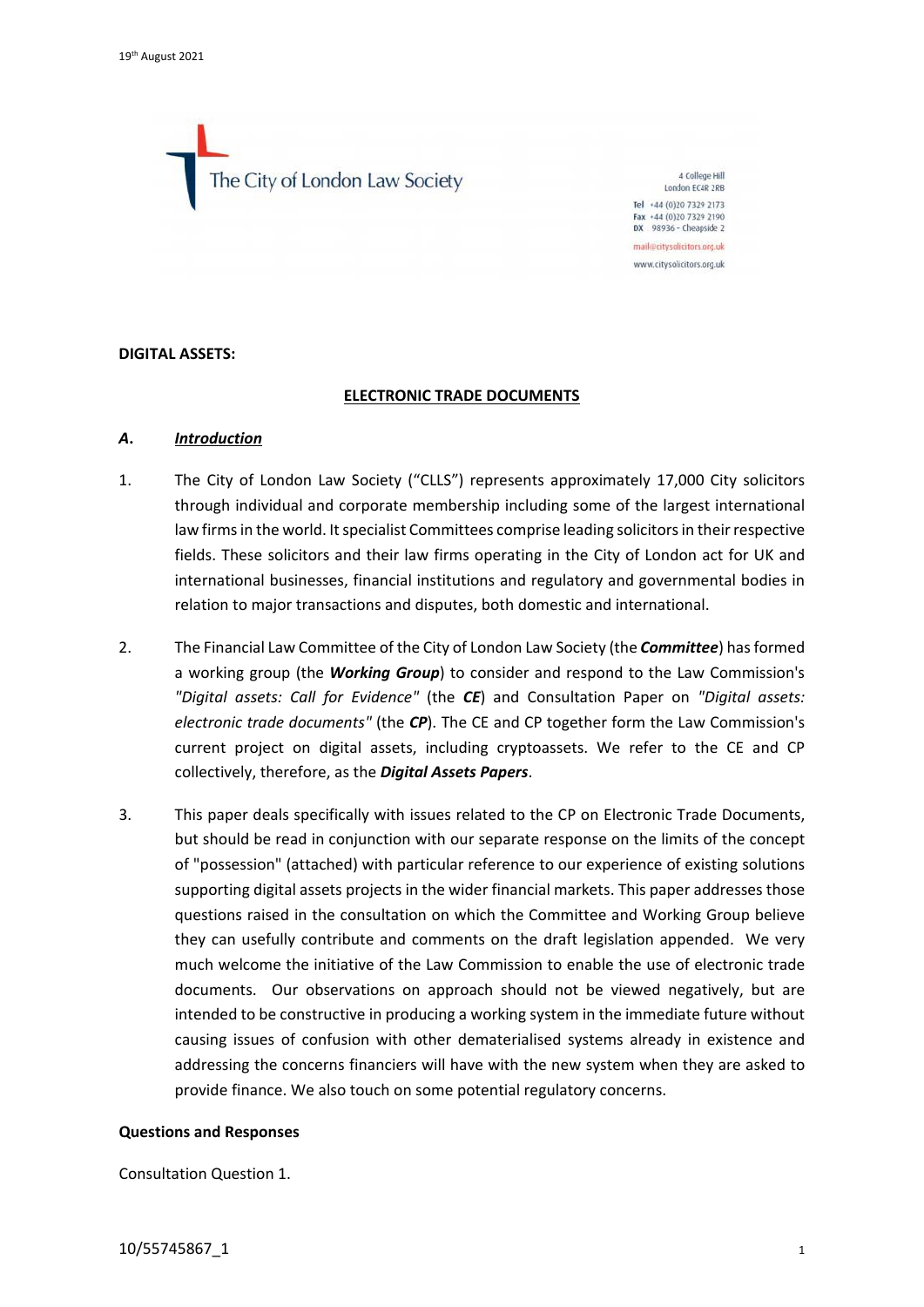19th August 2021

The City of London Law Society

4 College Hill
London EC4R 2RB
Tel +44 (0)20 7329 2173
Fax +44 (0)20 7329 2190
DX 98936 - Cheapside 2
mail@citysolicitors.org.uk
www.citysolicitors.org.uk

**DIGITAL ASSETS:**

**ELECTRONIC TRADE DOCUMENTS**

## *A. Introduction*

1. The City of London Law Society ("CLLS") represents approximately 17,000 City solicitors through individual and corporate membership including some of the largest international law firms in the world. It specialist Committees comprise leading solicitors in their respective fields. These solicitors and their law firms operating in the City of London act for UK and international businesses, financial institutions and regulatory and governmental bodies in relation to major transactions and disputes, both domestic and international.

2. The Financial Law Committee of the City of London Law Society (the ***Committee***) has formed a working group (the ***Working Group***) to consider and respond to the Law Commission's *"Digital assets: Call for Evidence"* (the ***CE***) and Consultation Paper on *"Digital assets: electronic trade documents"* (the ***CP***). The CE and CP together form the Law Commission's current project on digital assets, including cryptoassets. We refer to the CE and CP collectively, therefore, as the ***Digital Assets Papers***.

3. This paper deals specifically with issues related to the CP on Electronic Trade Documents, but should be read in conjunction with our separate response on the limits of the concept of "possession" (attached) with particular reference to our experience of existing solutions supporting digital assets projects in the wider financial markets. This paper addresses those questions raised in the consultation on which the Committee and Working Group believe they can usefully contribute and comments on the draft legislation appended. We very much welcome the initiative of the Law Commission to enable the use of electronic trade documents. Our observations on approach should not be viewed negatively, but are intended to be constructive in producing a working system in the immediate future without causing issues of confusion with other dematerialised systems already in existence and addressing the concerns financiers will have with the new system when they are asked to provide finance. We also touch on some potential regulatory concerns.

**Questions and Responses**

Consultation Question 1.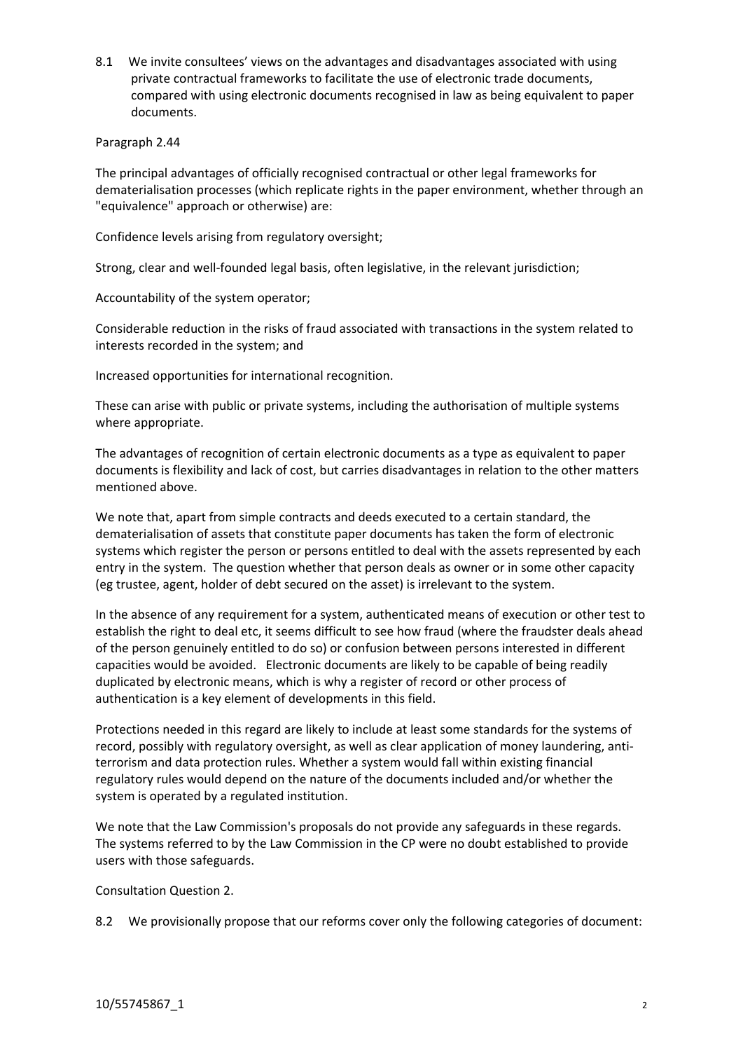8.1 We invite consultees' views on the advantages and disadvantages associated with using private contractual frameworks to facilitate the use of electronic trade documents, compared with using electronic documents recognised in law as being equivalent to paper documents.

Paragraph 2.44

The principal advantages of officially recognised contractual or other legal frameworks for dematerialisation processes (which replicate rights in the paper environment, whether through an "equivalence" approach or otherwise) are:

Confidence levels arising from regulatory oversight;

Strong, clear and well-founded legal basis, often legislative, in the relevant jurisdiction;

Accountability of the system operator;

Considerable reduction in the risks of fraud associated with transactions in the system related to interests recorded in the system; and

Increased opportunities for international recognition.

These can arise with public or private systems, including the authorisation of multiple systems where appropriate.

The advantages of recognition of certain electronic documents as a type as equivalent to paper documents is flexibility and lack of cost, but carries disadvantages in relation to the other matters mentioned above.

We note that, apart from simple contracts and deeds executed to a certain standard, the dematerialisation of assets that constitute paper documents has taken the form of electronic systems which register the person or persons entitled to deal with the assets represented by each entry in the system. The question whether that person deals as owner or in some other capacity (eg trustee, agent, holder of debt secured on the asset) is irrelevant to the system.

In the absence of any requirement for a system, authenticated means of execution or other test to establish the right to deal etc, it seems difficult to see how fraud (where the fraudster deals ahead of the person genuinely entitled to do so) or confusion between persons interested in different capacities would be avoided. Electronic documents are likely to be capable of being readily duplicated by electronic means, which is why a register of record or other process of authentication is a key element of developments in this field.

Protections needed in this regard are likely to include at least some standards for the systems of record, possibly with regulatory oversight, as well as clear application of money laundering, anti-terrorism and data protection rules. Whether a system would fall within existing financial regulatory rules would depend on the nature of the documents included and/or whether the system is operated by a regulated institution.

We note that the Law Commission's proposals do not provide any safeguards in these regards. The systems referred to by the Law Commission in the CP were no doubt established to provide users with those safeguards.

Consultation Question 2.

8.2 We provisionally propose that our reforms cover only the following categories of document: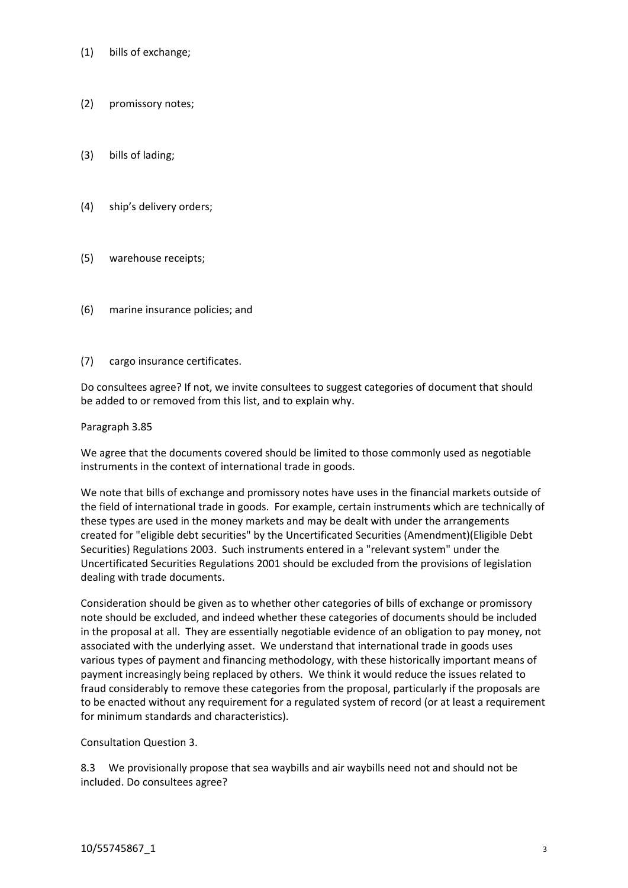(1) bills of exchange;

(2) promissory notes;

(3) bills of lading;

(4) ship's delivery orders;

(5) warehouse receipts;

(6) marine insurance policies; and

(7) cargo insurance certificates.

Do consultees agree? If not, we invite consultees to suggest categories of document that should be added to or removed from this list, and to explain why.

Paragraph 3.85

We agree that the documents covered should be limited to those commonly used as negotiable instruments in the context of international trade in goods.

We note that bills of exchange and promissory notes have uses in the financial markets outside of the field of international trade in goods. For example, certain instruments which are technically of these types are used in the money markets and may be dealt with under the arrangements created for "eligible debt securities" by the Uncertificated Securities (Amendment)(Eligible Debt Securities) Regulations 2003. Such instruments entered in a "relevant system" under the Uncertificated Securities Regulations 2001 should be excluded from the provisions of legislation dealing with trade documents.

Consideration should be given as to whether other categories of bills of exchange or promissory note should be excluded, and indeed whether these categories of documents should be included in the proposal at all. They are essentially negotiable evidence of an obligation to pay money, not associated with the underlying asset. We understand that international trade in goods uses various types of payment and financing methodology, with these historically important means of payment increasingly being replaced by others. We think it would reduce the issues related to fraud considerably to remove these categories from the proposal, particularly if the proposals are to be enacted without any requirement for a regulated system of record (or at least a requirement for minimum standards and characteristics).

Consultation Question 3.

8.3 We provisionally propose that sea waybills and air waybills need not and should not be included. Do consultees agree?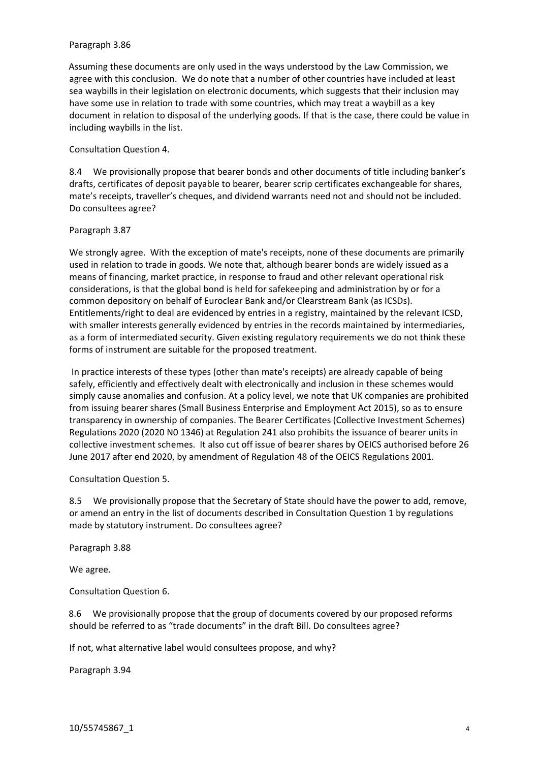Paragraph 3.86

Assuming these documents are only used in the ways understood by the Law Commission, we agree with this conclusion. We do note that a number of other countries have included at least sea waybills in their legislation on electronic documents, which suggests that their inclusion may have some use in relation to trade with some countries, which may treat a waybill as a key document in relation to disposal of the underlying goods. If that is the case, there could be value in including waybills in the list.

Consultation Question 4.

8.4 We provisionally propose that bearer bonds and other documents of title including banker's drafts, certificates of deposit payable to bearer, bearer scrip certificates exchangeable for shares, mate's receipts, traveller's cheques, and dividend warrants need not and should not be included. Do consultees agree?

Paragraph 3.87

We strongly agree. With the exception of mate's receipts, none of these documents are primarily used in relation to trade in goods. We note that, although bearer bonds are widely issued as a means of financing, market practice, in response to fraud and other relevant operational risk considerations, is that the global bond is held for safekeeping and administration by or for a common depository on behalf of Euroclear Bank and/or Clearstream Bank (as ICSDs). Entitlements/right to deal are evidenced by entries in a registry, maintained by the relevant ICSD, with smaller interests generally evidenced by entries in the records maintained by intermediaries, as a form of intermediated security. Given existing regulatory requirements we do not think these forms of instrument are suitable for the proposed treatment.

In practice interests of these types (other than mate's receipts) are already capable of being safely, efficiently and effectively dealt with electronically and inclusion in these schemes would simply cause anomalies and confusion. At a policy level, we note that UK companies are prohibited from issuing bearer shares (Small Business Enterprise and Employment Act 2015), so as to ensure transparency in ownership of companies. The Bearer Certificates (Collective Investment Schemes) Regulations 2020 (2020 N0 1346) at Regulation 241 also prohibits the issuance of bearer units in collective investment schemes. It also cut off issue of bearer shares by OEICS authorised before 26 June 2017 after end 2020, by amendment of Regulation 48 of the OEICS Regulations 2001.

Consultation Question 5.

8.5 We provisionally propose that the Secretary of State should have the power to add, remove, or amend an entry in the list of documents described in Consultation Question 1 by regulations made by statutory instrument. Do consultees agree?

Paragraph 3.88

We agree.

Consultation Question 6.

8.6 We provisionally propose that the group of documents covered by our proposed reforms should be referred to as "trade documents" in the draft Bill. Do consultees agree?

If not, what alternative label would consultees propose, and why?

Paragraph 3.94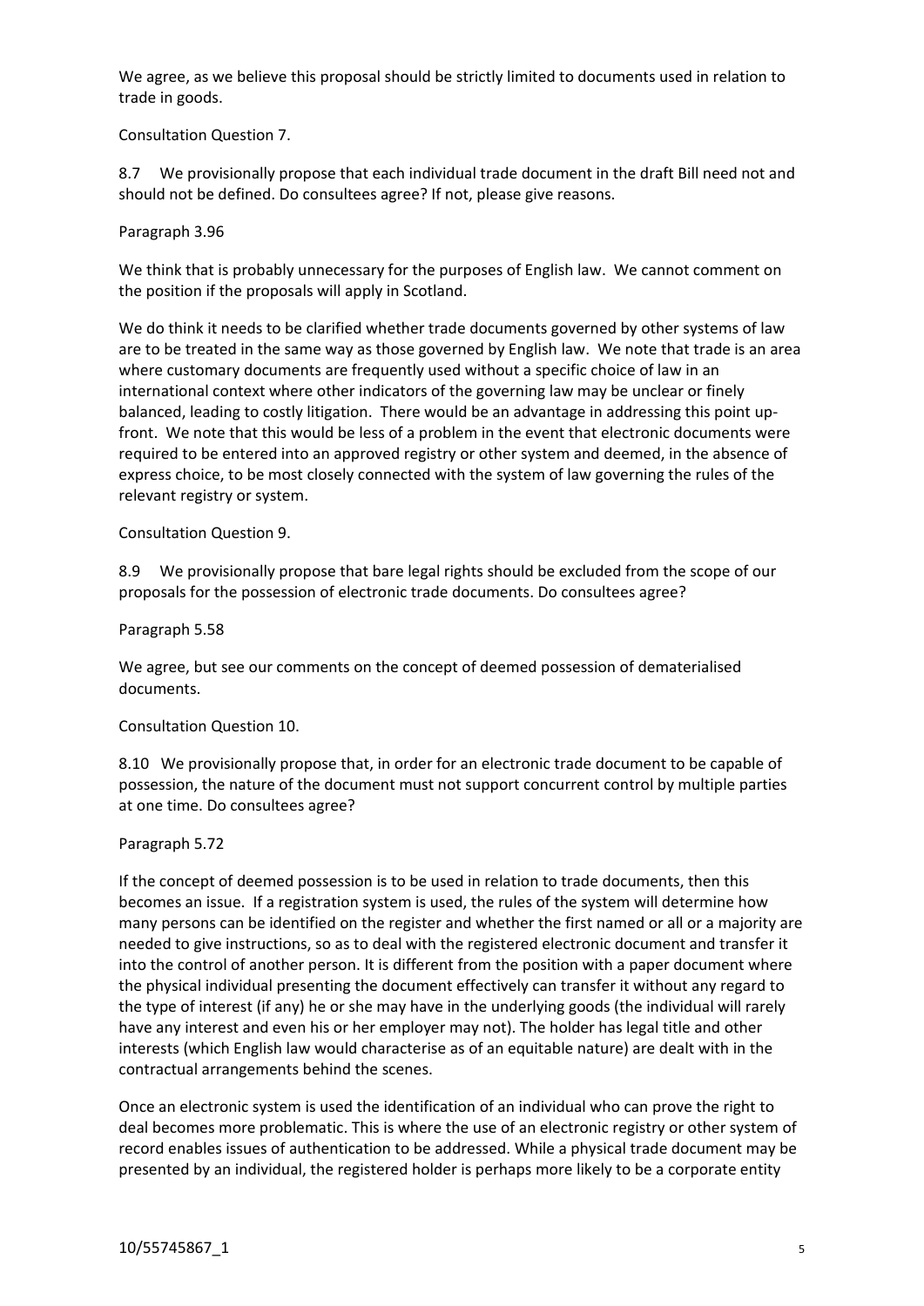We agree, as we believe this proposal should be strictly limited to documents used in relation to trade in goods.

Consultation Question 7.

8.7 We provisionally propose that each individual trade document in the draft Bill need not and should not be defined. Do consultees agree? If not, please give reasons.

Paragraph 3.96

We think that is probably unnecessary for the purposes of English law. We cannot comment on the position if the proposals will apply in Scotland.

We do think it needs to be clarified whether trade documents governed by other systems of law are to be treated in the same way as those governed by English law. We note that trade is an area where customary documents are frequently used without a specific choice of law in an international context where other indicators of the governing law may be unclear or finely balanced, leading to costly litigation. There would be an advantage in addressing this point up-front. We note that this would be less of a problem in the event that electronic documents were required to be entered into an approved registry or other system and deemed, in the absence of express choice, to be most closely connected with the system of law governing the rules of the relevant registry or system.

Consultation Question 9.

8.9 We provisionally propose that bare legal rights should be excluded from the scope of our proposals for the possession of electronic trade documents. Do consultees agree?

Paragraph 5.58

We agree, but see our comments on the concept of deemed possession of dematerialised documents.

Consultation Question 10.

8.10 We provisionally propose that, in order for an electronic trade document to be capable of possession, the nature of the document must not support concurrent control by multiple parties at one time. Do consultees agree?

Paragraph 5.72

If the concept of deemed possession is to be used in relation to trade documents, then this becomes an issue. If a registration system is used, the rules of the system will determine how many persons can be identified on the register and whether the first named or all or a majority are needed to give instructions, so as to deal with the registered electronic document and transfer it into the control of another person. It is different from the position with a paper document where the physical individual presenting the document effectively can transfer it without any regard to the type of interest (if any) he or she may have in the underlying goods (the individual will rarely have any interest and even his or her employer may not). The holder has legal title and other interests (which English law would characterise as of an equitable nature) are dealt with in the contractual arrangements behind the scenes.

Once an electronic system is used the identification of an individual who can prove the right to deal becomes more problematic. This is where the use of an electronic registry or other system of record enables issues of authentication to be addressed. While a physical trade document may be presented by an individual, the registered holder is perhaps more likely to be a corporate entity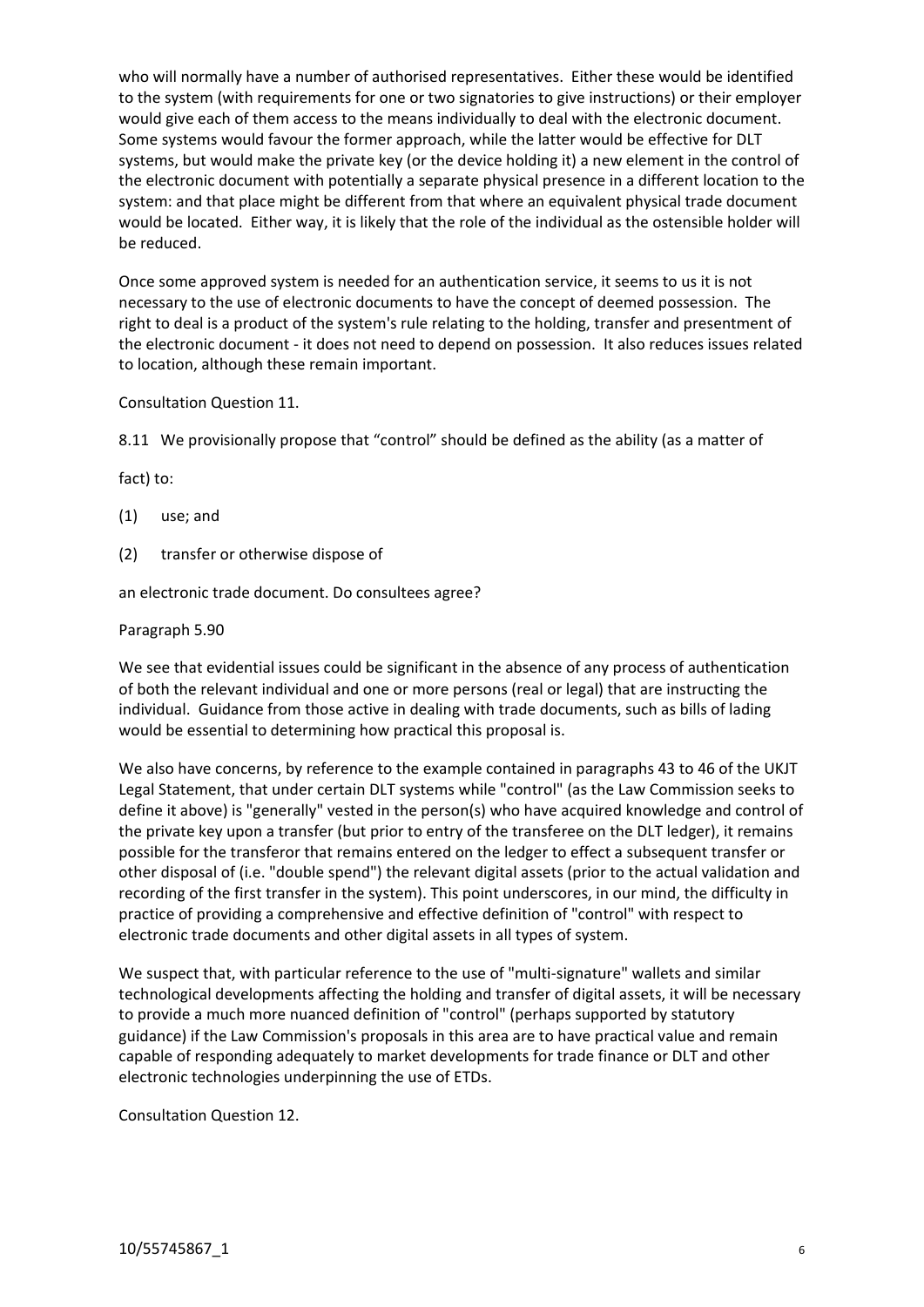who will normally have a number of authorised representatives. Either these would be identified to the system (with requirements for one or two signatories to give instructions) or their employer would give each of them access to the means individually to deal with the electronic document. Some systems would favour the former approach, while the latter would be effective for DLT systems, but would make the private key (or the device holding it) a new element in the control of the electronic document with potentially a separate physical presence in a different location to the system: and that place might be different from that where an equivalent physical trade document would be located. Either way, it is likely that the role of the individual as the ostensible holder will be reduced.

Once some approved system is needed for an authentication service, it seems to us it is not necessary to the use of electronic documents to have the concept of deemed possession. The right to deal is a product of the system's rule relating to the holding, transfer and presentment of the electronic document - it does not need to depend on possession. It also reduces issues related to location, although these remain important.

Consultation Question 11.

8.11 We provisionally propose that "control" should be defined as the ability (as a matter of

fact) to:

(1) use; and

(2) transfer or otherwise dispose of

an electronic trade document. Do consultees agree?

Paragraph 5.90

We see that evidential issues could be significant in the absence of any process of authentication of both the relevant individual and one or more persons (real or legal) that are instructing the individual. Guidance from those active in dealing with trade documents, such as bills of lading would be essential to determining how practical this proposal is.

We also have concerns, by reference to the example contained in paragraphs 43 to 46 of the UKJT Legal Statement, that under certain DLT systems while "control" (as the Law Commission seeks to define it above) is "generally" vested in the person(s) who have acquired knowledge and control of the private key upon a transfer (but prior to entry of the transferee on the DLT ledger), it remains possible for the transferor that remains entered on the ledger to effect a subsequent transfer or other disposal of (i.e. "double spend") the relevant digital assets (prior to the actual validation and recording of the first transfer in the system). This point underscores, in our mind, the difficulty in practice of providing a comprehensive and effective definition of "control" with respect to electronic trade documents and other digital assets in all types of system.

We suspect that, with particular reference to the use of "multi-signature" wallets and similar technological developments affecting the holding and transfer of digital assets, it will be necessary to provide a much more nuanced definition of "control" (perhaps supported by statutory guidance) if the Law Commission's proposals in this area are to have practical value and remain capable of responding adequately to market developments for trade finance or DLT and other electronic technologies underpinning the use of ETDs.

Consultation Question 12.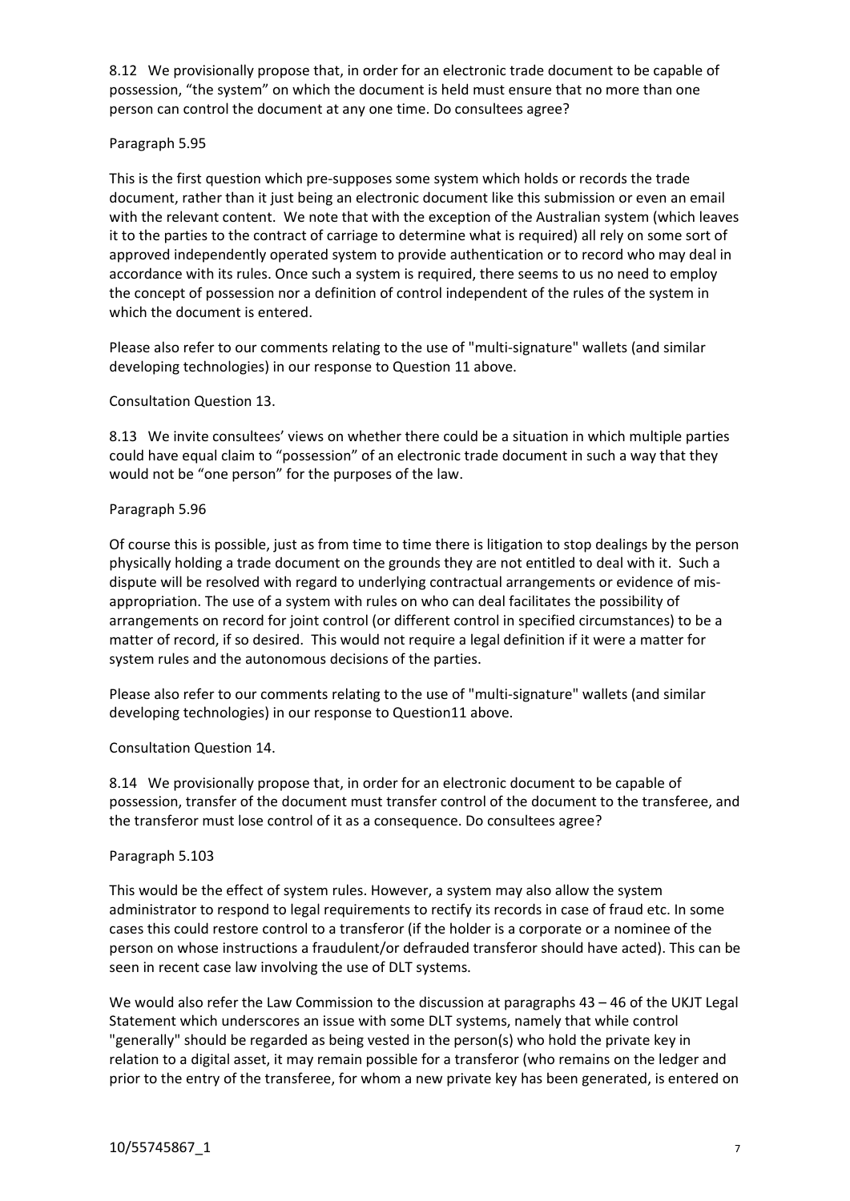8.12 We provisionally propose that, in order for an electronic trade document to be capable of possession, "the system" on which the document is held must ensure that no more than one person can control the document at any one time. Do consultees agree?

Paragraph 5.95

This is the first question which pre-supposes some system which holds or records the trade document, rather than it just being an electronic document like this submission or even an email with the relevant content. We note that with the exception of the Australian system (which leaves it to the parties to the contract of carriage to determine what is required) all rely on some sort of approved independently operated system to provide authentication or to record who may deal in accordance with its rules. Once such a system is required, there seems to us no need to employ the concept of possession nor a definition of control independent of the rules of the system in which the document is entered.

Please also refer to our comments relating to the use of "multi-signature" wallets (and similar developing technologies) in our response to Question 11 above.

Consultation Question 13.

8.13 We invite consultees' views on whether there could be a situation in which multiple parties could have equal claim to "possession" of an electronic trade document in such a way that they would not be "one person" for the purposes of the law.

Paragraph 5.96

Of course this is possible, just as from time to time there is litigation to stop dealings by the person physically holding a trade document on the grounds they are not entitled to deal with it. Such a dispute will be resolved with regard to underlying contractual arrangements or evidence of mis-appropriation. The use of a system with rules on who can deal facilitates the possibility of arrangements on record for joint control (or different control in specified circumstances) to be a matter of record, if so desired. This would not require a legal definition if it were a matter for system rules and the autonomous decisions of the parties.

Please also refer to our comments relating to the use of "multi-signature" wallets (and similar developing technologies) in our response to Question11 above.

Consultation Question 14.

8.14 We provisionally propose that, in order for an electronic document to be capable of possession, transfer of the document must transfer control of the document to the transferee, and the transferor must lose control of it as a consequence. Do consultees agree?

Paragraph 5.103

This would be the effect of system rules. However, a system may also allow the system administrator to respond to legal requirements to rectify its records in case of fraud etc. In some cases this could restore control to a transferor (if the holder is a corporate or a nominee of the person on whose instructions a fraudulent/or defrauded transferor should have acted). This can be seen in recent case law involving the use of DLT systems.

We would also refer the Law Commission to the discussion at paragraphs 43 – 46 of the UKJT Legal Statement which underscores an issue with some DLT systems, namely that while control "generally" should be regarded as being vested in the person(s) who hold the private key in relation to a digital asset, it may remain possible for a transferor (who remains on the ledger and prior to the entry of the transferee, for whom a new private key has been generated, is entered on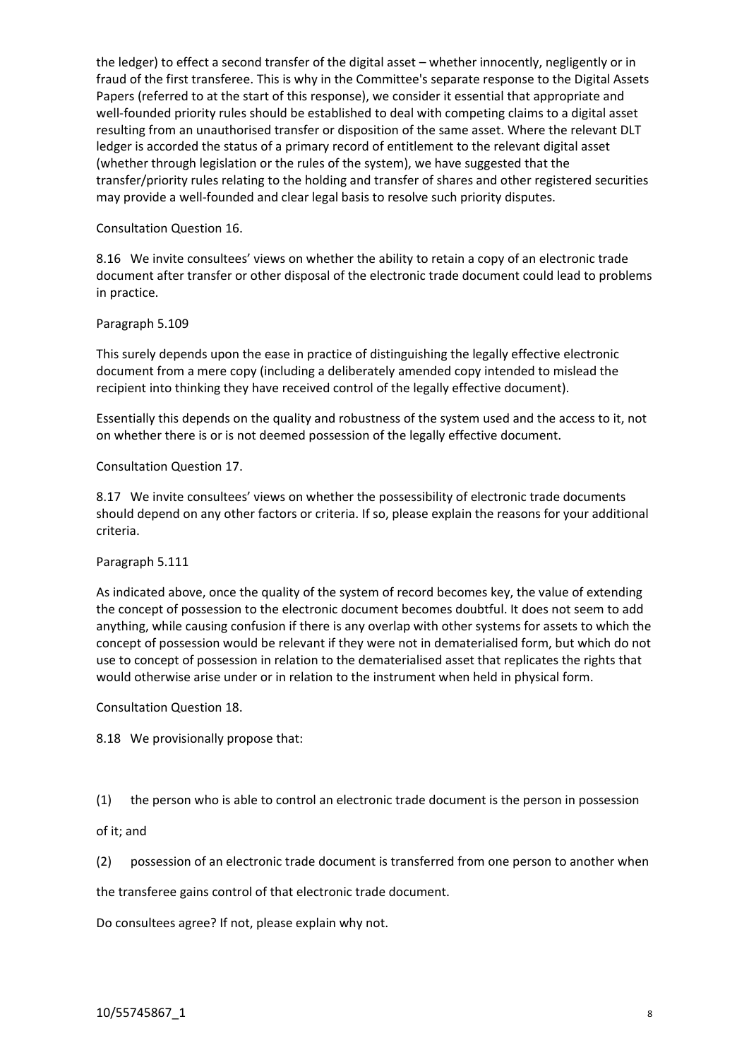the ledger) to effect a second transfer of the digital asset – whether innocently, negligently or in fraud of the first transferee. This is why in the Committee's separate response to the Digital Assets Papers (referred to at the start of this response), we consider it essential that appropriate and well-founded priority rules should be established to deal with competing claims to a digital asset resulting from an unauthorised transfer or disposition of the same asset. Where the relevant DLT ledger is accorded the status of a primary record of entitlement to the relevant digital asset (whether through legislation or the rules of the system), we have suggested that the transfer/priority rules relating to the holding and transfer of shares and other registered securities may provide a well-founded and clear legal basis to resolve such priority disputes.

Consultation Question 16.

8.16 We invite consultees' views on whether the ability to retain a copy of an electronic trade document after transfer or other disposal of the electronic trade document could lead to problems in practice.

Paragraph 5.109

This surely depends upon the ease in practice of distinguishing the legally effective electronic document from a mere copy (including a deliberately amended copy intended to mislead the recipient into thinking they have received control of the legally effective document).

Essentially this depends on the quality and robustness of the system used and the access to it, not on whether there is or is not deemed possession of the legally effective document.

Consultation Question 17.

8.17 We invite consultees' views on whether the possessibility of electronic trade documents should depend on any other factors or criteria. If so, please explain the reasons for your additional criteria.

Paragraph 5.111

As indicated above, once the quality of the system of record becomes key, the value of extending the concept of possession to the electronic document becomes doubtful. It does not seem to add anything, while causing confusion if there is any overlap with other systems for assets to which the concept of possession would be relevant if they were not in dematerialised form, but which do not use to concept of possession in relation to the dematerialised asset that replicates the rights that would otherwise arise under or in relation to the instrument when held in physical form.

Consultation Question 18.

8.18 We provisionally propose that:

(1) the person who is able to control an electronic trade document is the person in possession of it; and

(2) possession of an electronic trade document is transferred from one person to another when the transferee gains control of that electronic trade document.

Do consultees agree? If not, please explain why not.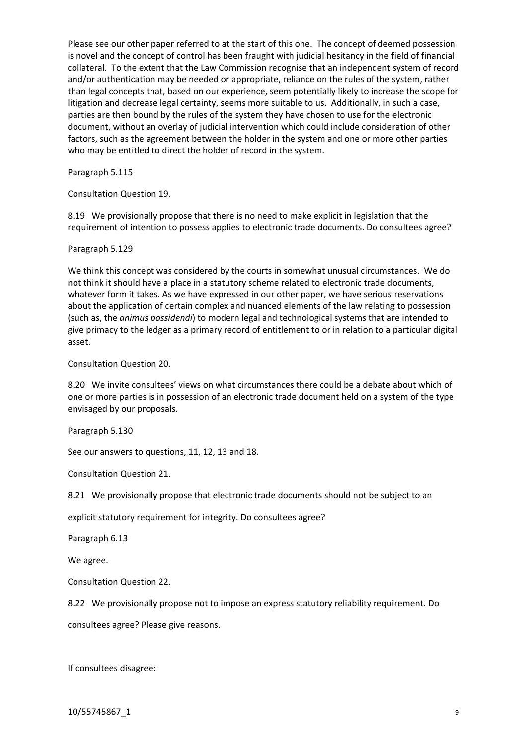Please see our other paper referred to at the start of this one. The concept of deemed possession is novel and the concept of control has been fraught with judicial hesitancy in the field of financial collateral. To the extent that the Law Commission recognise that an independent system of record and/or authentication may be needed or appropriate, reliance on the rules of the system, rather than legal concepts that, based on our experience, seem potentially likely to increase the scope for litigation and decrease legal certainty, seems more suitable to us. Additionally, in such a case, parties are then bound by the rules of the system they have chosen to use for the electronic document, without an overlay of judicial intervention which could include consideration of other factors, such as the agreement between the holder in the system and one or more other parties who may be entitled to direct the holder of record in the system.

Paragraph 5.115

Consultation Question 19.

8.19 We provisionally propose that there is no need to make explicit in legislation that the requirement of intention to possess applies to electronic trade documents. Do consultees agree?

Paragraph 5.129

We think this concept was considered by the courts in somewhat unusual circumstances. We do not think it should have a place in a statutory scheme related to electronic trade documents, whatever form it takes. As we have expressed in our other paper, we have serious reservations about the application of certain complex and nuanced elements of the law relating to possession (such as, the *animus possidendi*) to modern legal and technological systems that are intended to give primacy to the ledger as a primary record of entitlement to or in relation to a particular digital asset.

Consultation Question 20.

8.20 We invite consultees' views on what circumstances there could be a debate about which of one or more parties is in possession of an electronic trade document held on a system of the type envisaged by our proposals.

Paragraph 5.130

See our answers to questions, 11, 12, 13 and 18.

Consultation Question 21.

8.21 We provisionally propose that electronic trade documents should not be subject to an explicit statutory requirement for integrity. Do consultees agree?

Paragraph 6.13

We agree.

Consultation Question 22.

8.22 We provisionally propose not to impose an express statutory reliability requirement. Do consultees agree? Please give reasons.

If consultees disagree: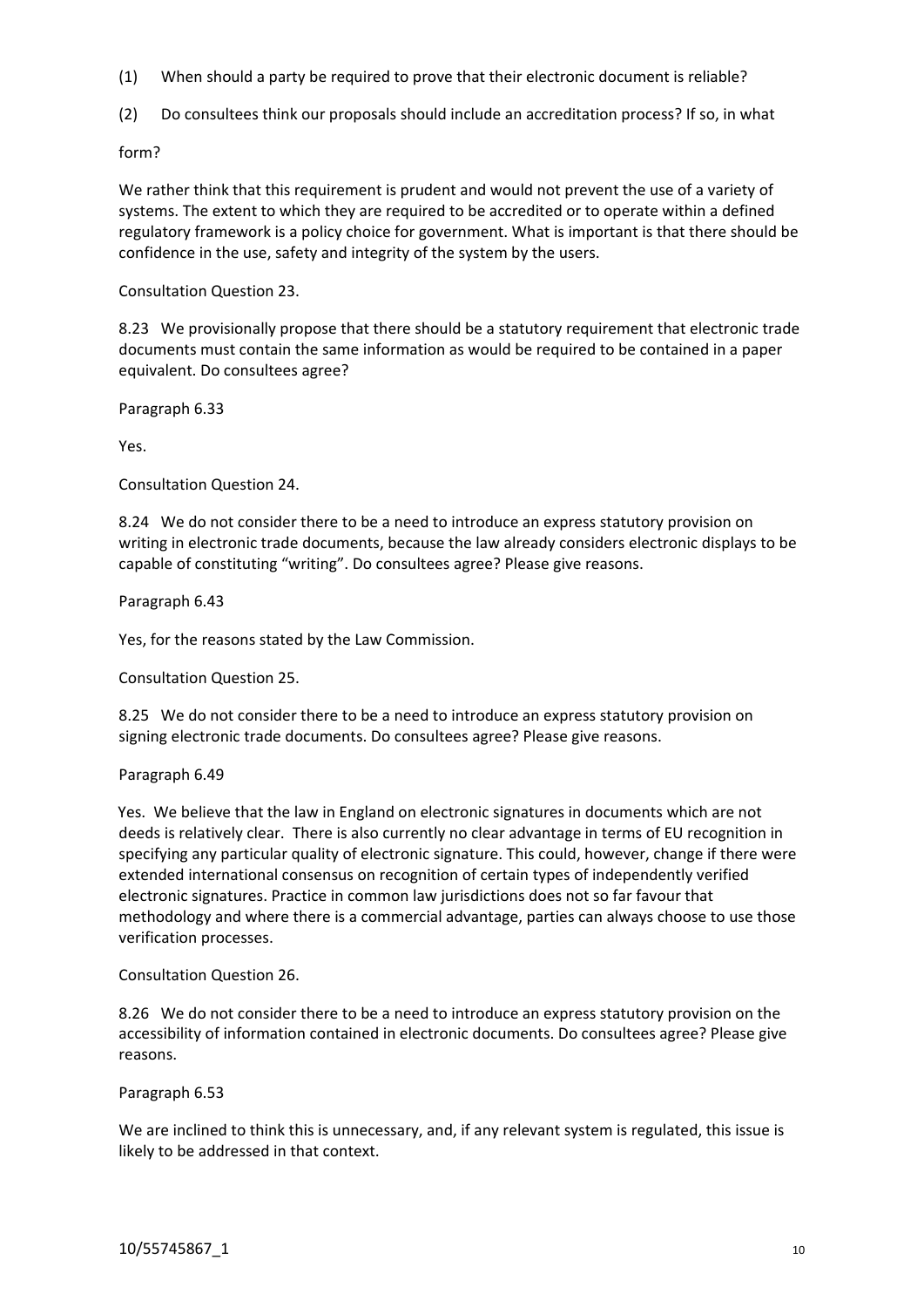(1) When should a party be required to prove that their electronic document is reliable?

(2) Do consultees think our proposals should include an accreditation process? If so, in what form?

We rather think that this requirement is prudent and would not prevent the use of a variety of systems. The extent to which they are required to be accredited or to operate within a defined regulatory framework is a policy choice for government. What is important is that there should be confidence in the use, safety and integrity of the system by the users.

Consultation Question 23.

8.23 We provisionally propose that there should be a statutory requirement that electronic trade documents must contain the same information as would be required to be contained in a paper equivalent. Do consultees agree?

Paragraph 6.33

Yes.

Consultation Question 24.

8.24 We do not consider there to be a need to introduce an express statutory provision on writing in electronic trade documents, because the law already considers electronic displays to be capable of constituting "writing". Do consultees agree? Please give reasons.

Paragraph 6.43

Yes, for the reasons stated by the Law Commission.

Consultation Question 25.

8.25 We do not consider there to be a need to introduce an express statutory provision on signing electronic trade documents. Do consultees agree? Please give reasons.

Paragraph 6.49

Yes. We believe that the law in England on electronic signatures in documents which are not deeds is relatively clear. There is also currently no clear advantage in terms of EU recognition in specifying any particular quality of electronic signature. This could, however, change if there were extended international consensus on recognition of certain types of independently verified electronic signatures. Practice in common law jurisdictions does not so far favour that methodology and where there is a commercial advantage, parties can always choose to use those verification processes.

Consultation Question 26.

8.26 We do not consider there to be a need to introduce an express statutory provision on the accessibility of information contained in electronic documents. Do consultees agree? Please give reasons.

Paragraph 6.53

We are inclined to think this is unnecessary, and, if any relevant system is regulated, this issue is likely to be addressed in that context.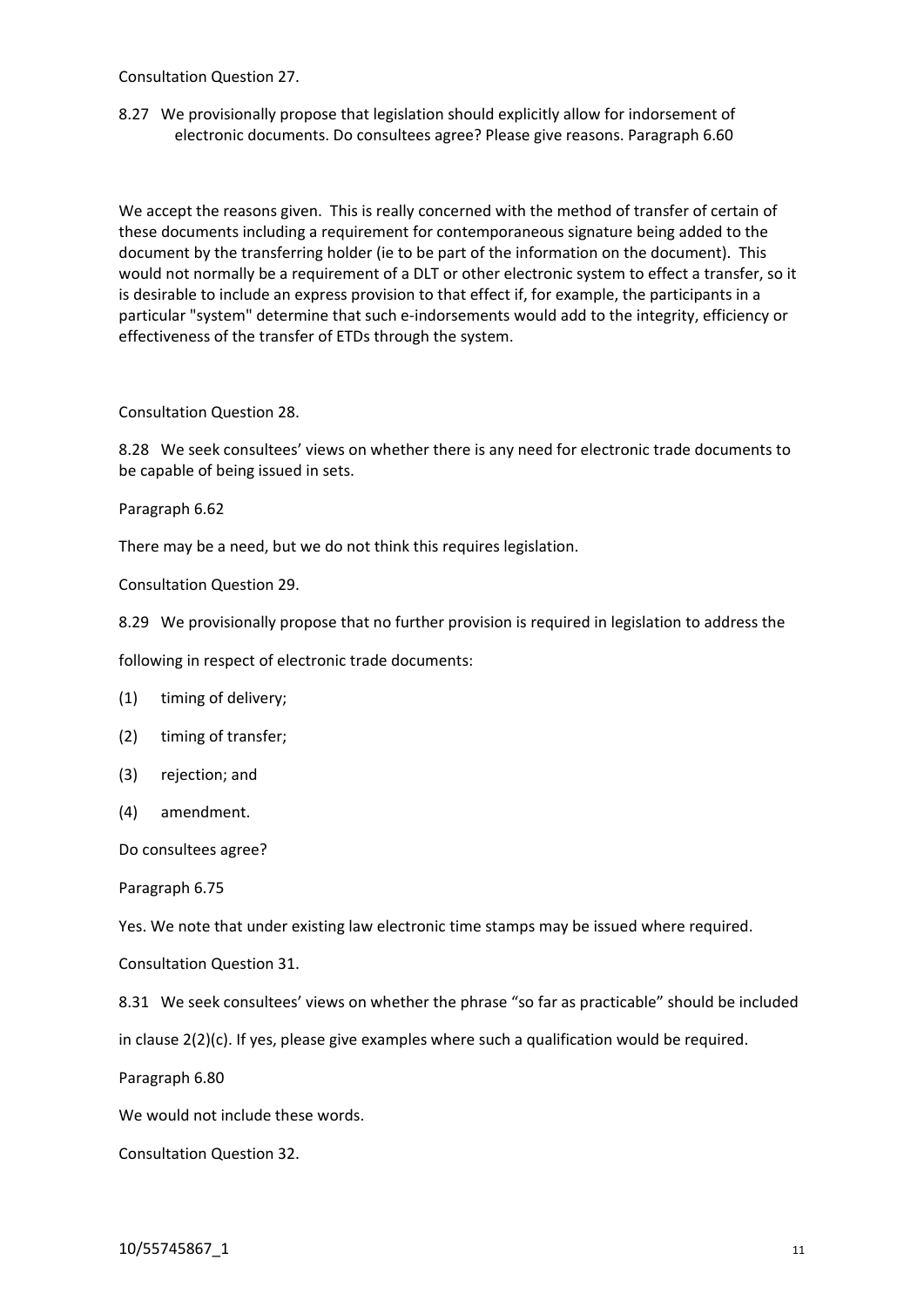Consultation Question 27.

8.27 We provisionally propose that legislation should explicitly allow for indorsement of electronic documents. Do consultees agree? Please give reasons. Paragraph 6.60

We accept the reasons given. This is really concerned with the method of transfer of certain of these documents including a requirement for contemporaneous signature being added to the document by the transferring holder (ie to be part of the information on the document). This would not normally be a requirement of a DLT or other electronic system to effect a transfer, so it is desirable to include an express provision to that effect if, for example, the participants in a particular "system" determine that such e-indorsements would add to the integrity, efficiency or effectiveness of the transfer of ETDs through the system.

Consultation Question 28.

8.28 We seek consultees' views on whether there is any need for electronic trade documents to be capable of being issued in sets.

Paragraph 6.62

There may be a need, but we do not think this requires legislation.

Consultation Question 29.

8.29 We provisionally propose that no further provision is required in legislation to address the following in respect of electronic trade documents:

(1) timing of delivery;

(2) timing of transfer;

(3) rejection; and

(4) amendment.

Do consultees agree?

Paragraph 6.75

Yes. We note that under existing law electronic time stamps may be issued where required.

Consultation Question 31.

8.31 We seek consultees' views on whether the phrase "so far as practicable" should be included in clause 2(2)(c). If yes, please give examples where such a qualification would be required.

Paragraph 6.80

We would not include these words.

Consultation Question 32.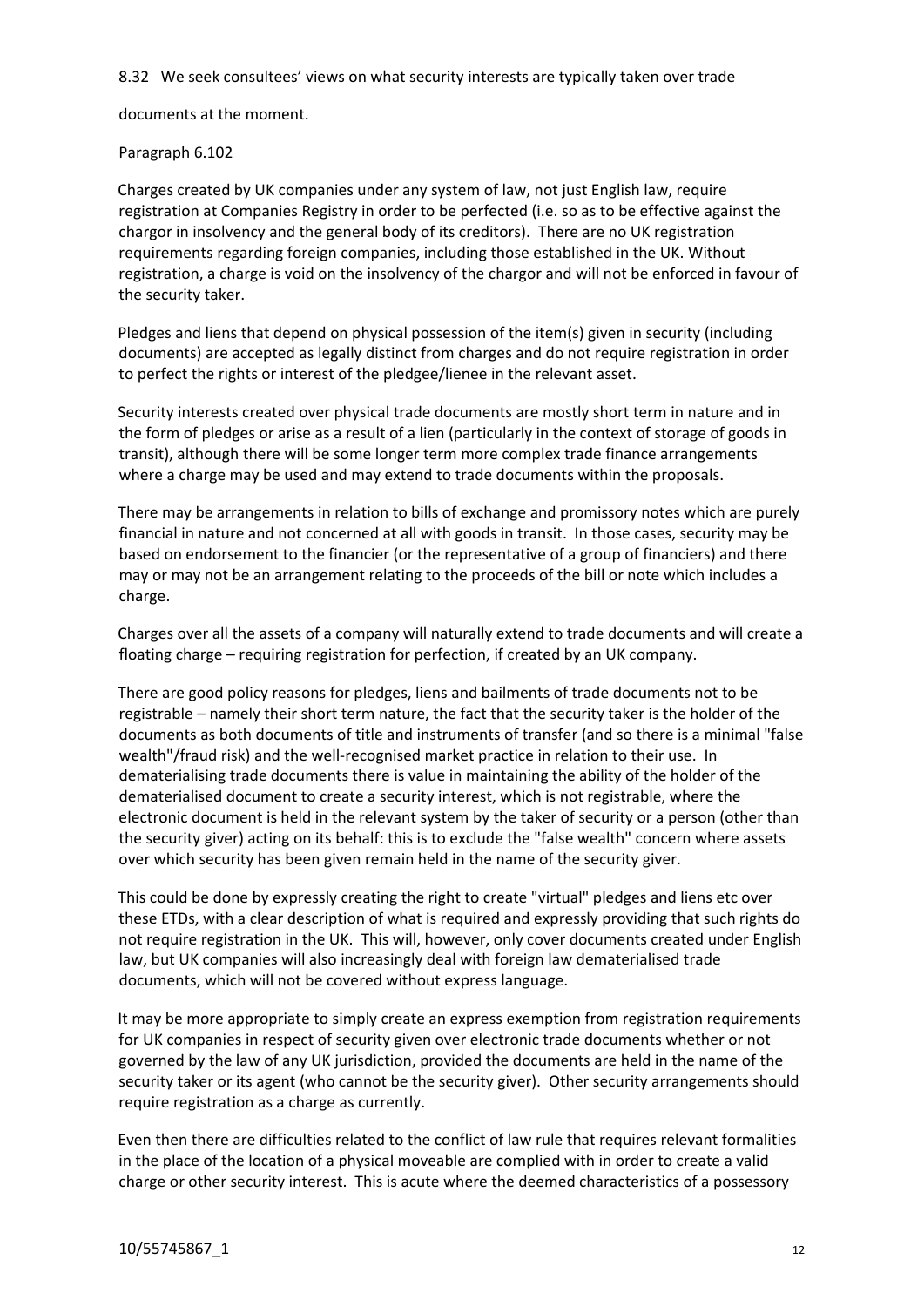8.32 We seek consultees' views on what security interests are typically taken over trade documents at the moment.

Paragraph 6.102

Charges created by UK companies under any system of law, not just English law, require registration at Companies Registry in order to be perfected (i.e. so as to be effective against the chargor in insolvency and the general body of its creditors). There are no UK registration requirements regarding foreign companies, including those established in the UK. Without registration, a charge is void on the insolvency of the chargor and will not be enforced in favour of the security taker.

Pledges and liens that depend on physical possession of the item(s) given in security (including documents) are accepted as legally distinct from charges and do not require registration in order to perfect the rights or interest of the pledgee/lienee in the relevant asset.

Security interests created over physical trade documents are mostly short term in nature and in the form of pledges or arise as a result of a lien (particularly in the context of storage of goods in transit), although there will be some longer term more complex trade finance arrangements where a charge may be used and may extend to trade documents within the proposals.

There may be arrangements in relation to bills of exchange and promissory notes which are purely financial in nature and not concerned at all with goods in transit. In those cases, security may be based on endorsement to the financier (or the representative of a group of financiers) and there may or may not be an arrangement relating to the proceeds of the bill or note which includes a charge.

Charges over all the assets of a company will naturally extend to trade documents and will create a floating charge – requiring registration for perfection, if created by an UK company.

There are good policy reasons for pledges, liens and bailments of trade documents not to be registrable – namely their short term nature, the fact that the security taker is the holder of the documents as both documents of title and instruments of transfer (and so there is a minimal "false wealth"/fraud risk) and the well-recognised market practice in relation to their use. In dematerialising trade documents there is value in maintaining the ability of the holder of the dematerialised document to create a security interest, which is not registrable, where the electronic document is held in the relevant system by the taker of security or a person (other than the security giver) acting on its behalf: this is to exclude the "false wealth" concern where assets over which security has been given remain held in the name of the security giver.

This could be done by expressly creating the right to create "virtual" pledges and liens etc over these ETDs, with a clear description of what is required and expressly providing that such rights do not require registration in the UK. This will, however, only cover documents created under English law, but UK companies will also increasingly deal with foreign law dematerialised trade documents, which will not be covered without express language.

It may be more appropriate to simply create an express exemption from registration requirements for UK companies in respect of security given over electronic trade documents whether or not governed by the law of any UK jurisdiction, provided the documents are held in the name of the security taker or its agent (who cannot be the security giver). Other security arrangements should require registration as a charge as currently.

Even then there are difficulties related to the conflict of law rule that requires relevant formalities in the place of the location of a physical moveable are complied with in order to create a valid charge or other security interest. This is acute where the deemed characteristics of a possessory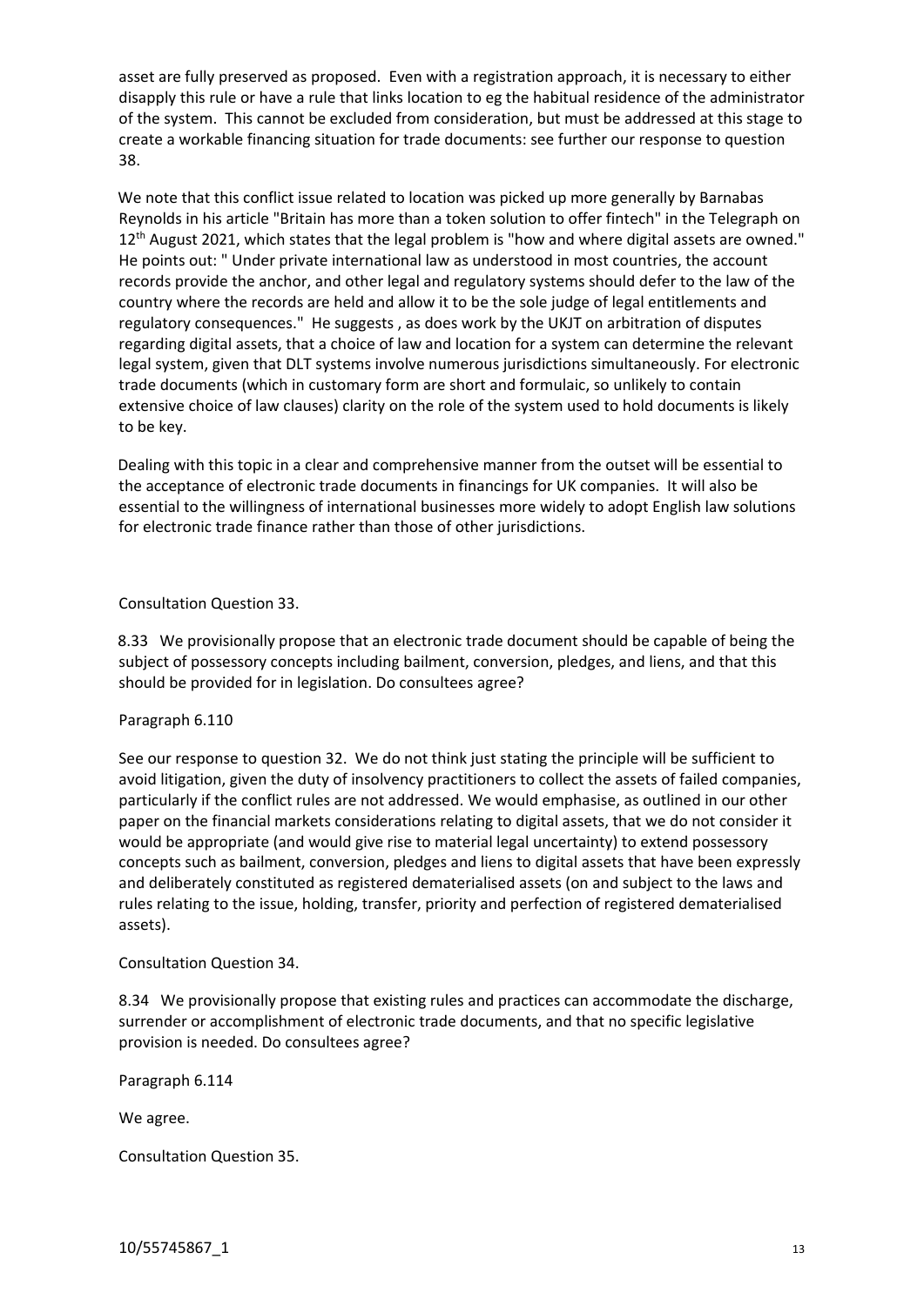asset are fully preserved as proposed. Even with a registration approach, it is necessary to either disapply this rule or have a rule that links location to eg the habitual residence of the administrator of the system. This cannot be excluded from consideration, but must be addressed at this stage to create a workable financing situation for trade documents: see further our response to question 38.

We note that this conflict issue related to location was picked up more generally by Barnabas Reynolds in his article "Britain has more than a token solution to offer fintech" in the Telegraph on 12th August 2021, which states that the legal problem is "how and where digital assets are owned." He points out: " Under private international law as understood in most countries, the account records provide the anchor, and other legal and regulatory systems should defer to the law of the country where the records are held and allow it to be the sole judge of legal entitlements and regulatory consequences." He suggests , as does work by the UKJT on arbitration of disputes regarding digital assets, that a choice of law and location for a system can determine the relevant legal system, given that DLT systems involve numerous jurisdictions simultaneously. For electronic trade documents (which in customary form are short and formulaic, so unlikely to contain extensive choice of law clauses) clarity on the role of the system used to hold documents is likely to be key.

Dealing with this topic in a clear and comprehensive manner from the outset will be essential to the acceptance of electronic trade documents in financings for UK companies. It will also be essential to the willingness of international businesses more widely to adopt English law solutions for electronic trade finance rather than those of other jurisdictions.

Consultation Question 33.

8.33 We provisionally propose that an electronic trade document should be capable of being the subject of possessory concepts including bailment, conversion, pledges, and liens, and that this should be provided for in legislation. Do consultees agree?

Paragraph 6.110

See our response to question 32. We do not think just stating the principle will be sufficient to avoid litigation, given the duty of insolvency practitioners to collect the assets of failed companies, particularly if the conflict rules are not addressed. We would emphasise, as outlined in our other paper on the financial markets considerations relating to digital assets, that we do not consider it would be appropriate (and would give rise to material legal uncertainty) to extend possessory concepts such as bailment, conversion, pledges and liens to digital assets that have been expressly and deliberately constituted as registered dematerialised assets (on and subject to the laws and rules relating to the issue, holding, transfer, priority and perfection of registered dematerialised assets).

Consultation Question 34.

8.34 We provisionally propose that existing rules and practices can accommodate the discharge, surrender or accomplishment of electronic trade documents, and that no specific legislative provision is needed. Do consultees agree?

Paragraph 6.114

We agree.

Consultation Question 35.

10/55745867_1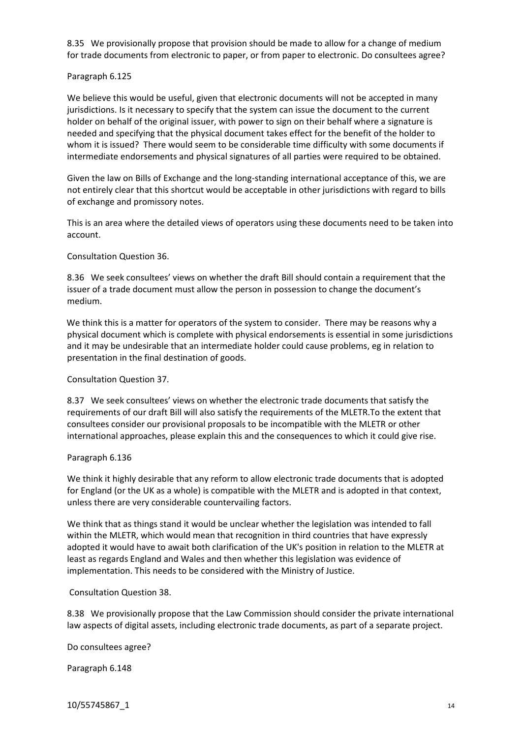8.35 We provisionally propose that provision should be made to allow for a change of medium for trade documents from electronic to paper, or from paper to electronic. Do consultees agree?

Paragraph 6.125

We believe this would be useful, given that electronic documents will not be accepted in many jurisdictions. Is it necessary to specify that the system can issue the document to the current holder on behalf of the original issuer, with power to sign on their behalf where a signature is needed and specifying that the physical document takes effect for the benefit of the holder to whom it is issued? There would seem to be considerable time difficulty with some documents if intermediate endorsements and physical signatures of all parties were required to be obtained.

Given the law on Bills of Exchange and the long-standing international acceptance of this, we are not entirely clear that this shortcut would be acceptable in other jurisdictions with regard to bills of exchange and promissory notes.

This is an area where the detailed views of operators using these documents need to be taken into account.

Consultation Question 36.

8.36 We seek consultees' views on whether the draft Bill should contain a requirement that the issuer of a trade document must allow the person in possession to change the document's medium.

We think this is a matter for operators of the system to consider. There may be reasons why a physical document which is complete with physical endorsements is essential in some jurisdictions and it may be undesirable that an intermediate holder could cause problems, eg in relation to presentation in the final destination of goods.

Consultation Question 37.

8.37 We seek consultees' views on whether the electronic trade documents that satisfy the requirements of our draft Bill will also satisfy the requirements of the MLETR.To the extent that consultees consider our provisional proposals to be incompatible with the MLETR or other international approaches, please explain this and the consequences to which it could give rise.

Paragraph 6.136

We think it highly desirable that any reform to allow electronic trade documents that is adopted for England (or the UK as a whole) is compatible with the MLETR and is adopted in that context, unless there are very considerable countervailing factors.

We think that as things stand it would be unclear whether the legislation was intended to fall within the MLETR, which would mean that recognition in third countries that have expressly adopted it would have to await both clarification of the UK's position in relation to the MLETR at least as regards England and Wales and then whether this legislation was evidence of implementation. This needs to be considered with the Ministry of Justice.

Consultation Question 38.

8.38 We provisionally propose that the Law Commission should consider the private international law aspects of digital assets, including electronic trade documents, as part of a separate project.

Do consultees agree?

Paragraph 6.148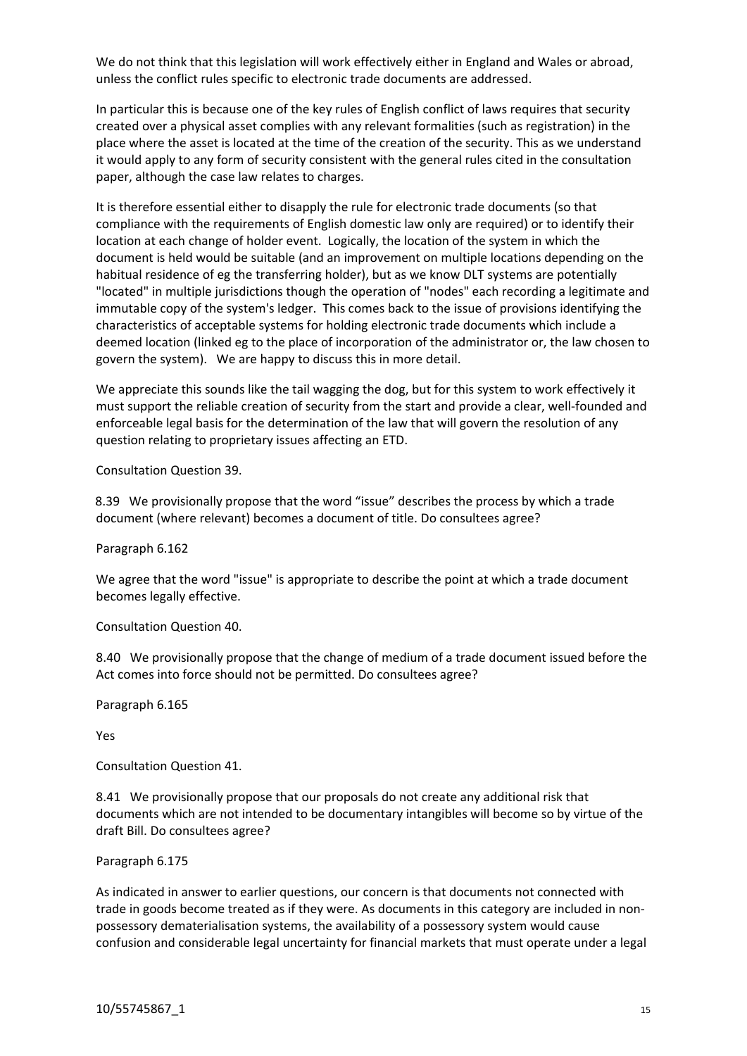We do not think that this legislation will work effectively either in England and Wales or abroad, unless the conflict rules specific to electronic trade documents are addressed.

In particular this is because one of the key rules of English conflict of laws requires that security created over a physical asset complies with any relevant formalities (such as registration) in the place where the asset is located at the time of the creation of the security. This as we understand it would apply to any form of security consistent with the general rules cited in the consultation paper, although the case law relates to charges.

It is therefore essential either to disapply the rule for electronic trade documents (so that compliance with the requirements of English domestic law only are required) or to identify their location at each change of holder event. Logically, the location of the system in which the document is held would be suitable (and an improvement on multiple locations depending on the habitual residence of eg the transferring holder), but as we know DLT systems are potentially "located" in multiple jurisdictions though the operation of "nodes" each recording a legitimate and immutable copy of the system's ledger. This comes back to the issue of provisions identifying the characteristics of acceptable systems for holding electronic trade documents which include a deemed location (linked eg to the place of incorporation of the administrator or, the law chosen to govern the system). We are happy to discuss this in more detail.

We appreciate this sounds like the tail wagging the dog, but for this system to work effectively it must support the reliable creation of security from the start and provide a clear, well-founded and enforceable legal basis for the determination of the law that will govern the resolution of any question relating to proprietary issues affecting an ETD.

Consultation Question 39.

8.39 We provisionally propose that the word "issue" describes the process by which a trade document (where relevant) becomes a document of title. Do consultees agree?

Paragraph 6.162

We agree that the word "issue" is appropriate to describe the point at which a trade document becomes legally effective.

Consultation Question 40.

8.40 We provisionally propose that the change of medium of a trade document issued before the Act comes into force should not be permitted. Do consultees agree?

Paragraph 6.165

Yes

Consultation Question 41.

8.41 We provisionally propose that our proposals do not create any additional risk that documents which are not intended to be documentary intangibles will become so by virtue of the draft Bill. Do consultees agree?

Paragraph 6.175

As indicated in answer to earlier questions, our concern is that documents not connected with trade in goods become treated as if they were. As documents in this category are included in non-possessory dematerialisation systems, the availability of a possessory system would cause confusion and considerable legal uncertainty for financial markets that must operate under a legal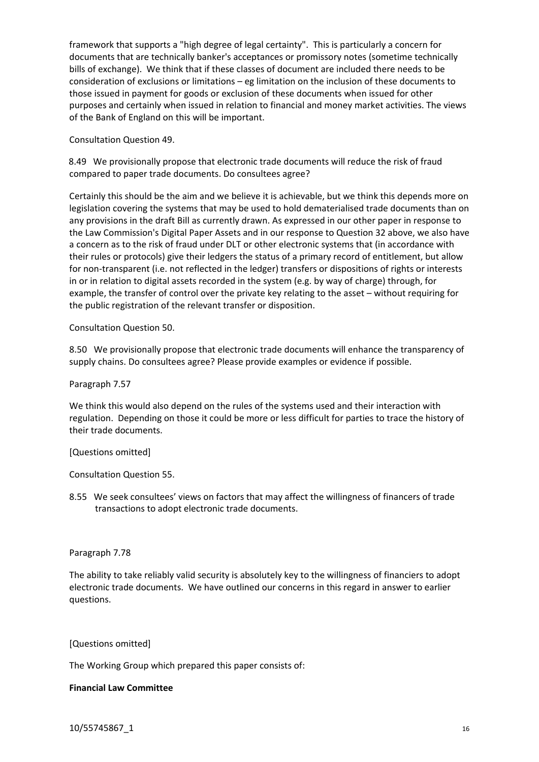framework that supports a "high degree of legal certainty". This is particularly a concern for documents that are technically banker's acceptances or promissory notes (sometime technically bills of exchange). We think that if these classes of document are included there needs to be consideration of exclusions or limitations – eg limitation on the inclusion of these documents to those issued in payment for goods or exclusion of these documents when issued for other purposes and certainly when issued in relation to financial and money market activities. The views of the Bank of England on this will be important.

Consultation Question 49.

8.49 We provisionally propose that electronic trade documents will reduce the risk of fraud compared to paper trade documents. Do consultees agree?

Certainly this should be the aim and we believe it is achievable, but we think this depends more on legislation covering the systems that may be used to hold dematerialised trade documents than on any provisions in the draft Bill as currently drawn. As expressed in our other paper in response to the Law Commission's Digital Paper Assets and in our response to Question 32 above, we also have a concern as to the risk of fraud under DLT or other electronic systems that (in accordance with their rules or protocols) give their ledgers the status of a primary record of entitlement, but allow for non-transparent (i.e. not reflected in the ledger) transfers or dispositions of rights or interests in or in relation to digital assets recorded in the system (e.g. by way of charge) through, for example, the transfer of control over the private key relating to the asset – without requiring for the public registration of the relevant transfer or disposition.

Consultation Question 50.

8.50 We provisionally propose that electronic trade documents will enhance the transparency of supply chains. Do consultees agree? Please provide examples or evidence if possible.

Paragraph 7.57

We think this would also depend on the rules of the systems used and their interaction with regulation. Depending on those it could be more or less difficult for parties to trace the history of their trade documents.

[Questions omitted]

Consultation Question 55.

8.55 We seek consultees' views on factors that may affect the willingness of financers of trade transactions to adopt electronic trade documents.

Paragraph 7.78

The ability to take reliably valid security is absolutely key to the willingness of financiers to adopt electronic trade documents. We have outlined our concerns in this regard in answer to earlier questions.

[Questions omitted]

The Working Group which prepared this paper consists of:

**Financial Law Committee**

10/55745867_1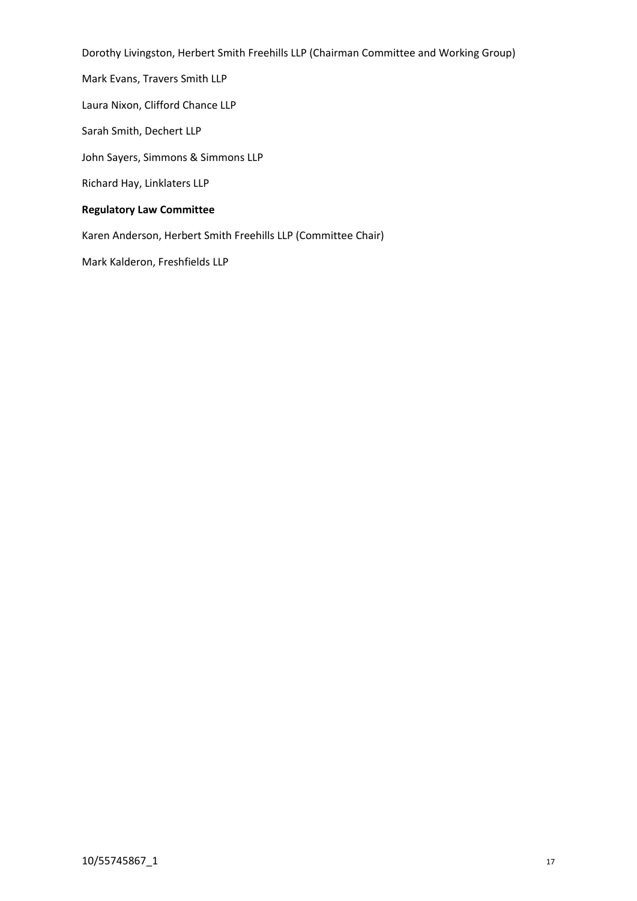Dorothy Livingston, Herbert Smith Freehills LLP (Chairman Committee and Working Group)

Mark Evans, Travers Smith LLP

Laura Nixon, Clifford Chance LLP

Sarah Smith, Dechert LLP

John Sayers, Simmons & Simmons LLP

Richard Hay, Linklaters LLP

**Regulatory Law Committee**

Karen Anderson, Herbert Smith Freehills LLP (Committee Chair)

Mark Kalderon, Freshfields LLP

10/55745867_1